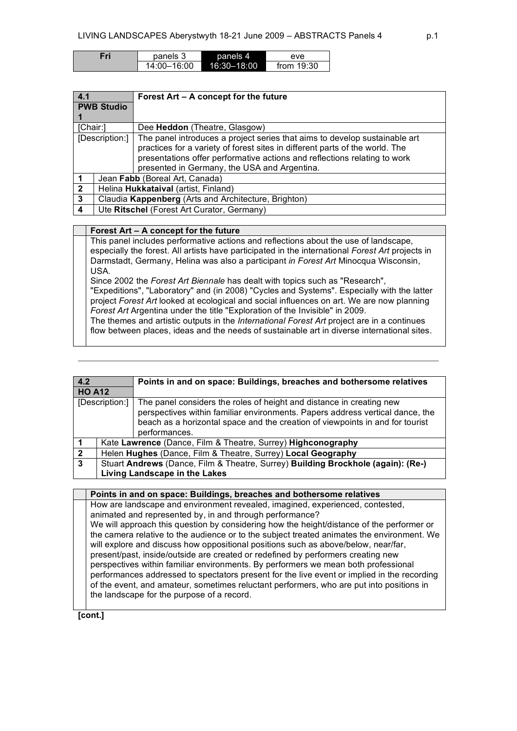| Fri | panels 3 | panels 4 | eve |
|---|---|---|---|
| | 14:00–16:00 | 16:30–18:00 | from 19:30 |

| 4.1 PWB Studio 1 | Forest Art – A concept for the future |
|---|---|
| [Chair:] | Dee **Heddon** (Theatre, Glasgow) |
| [Description:] | The panel introduces a project series that aims to develop sustainable art practices for a variety of forest sites in different parts of the world. The presentations offer performative actions and reflections relating to work presented in Germany, the USA and Argentina. |
| 1 | Jean **Fabb** (Boreal Art, Canada) |
| 2 | Helina **Hukkataival** (artist, Finland) |
| 3 | Claudia **Kappenberg** (Arts and Architecture, Brighton) |
| 4 | Ute **Ritschel** (Forest Art Curator, Germany) |

**Forest Art – A concept for the future**

This panel includes performative actions and reflections about the use of landscape, especially the forest. All artists have participated in the international *Forest Art* projects in Darmstadt, Germany, Helina was also a participant *in Forest Art* Minocqua Wisconsin, USA.

Since 2002 the *Forest Art Biennale* has dealt with topics such as "Research", "Expeditions", "Laboratory" and (in 2008) "Cycles and Systems". Especially with the latter project *Forest Art* looked at ecological and social influences on art. We are now planning *Forest Art* Argentina under the title "Exploration of the Invisible" in 2009.

The themes and artistic outputs in the *International Forest Art* project are in a continues flow between places, ideas and the needs of sustainable art in diverse international sites.

---

| 4.2 HO A12 | Points in and on space: Buildings, breaches and bothersome relatives |
|---|---|
| [Description:] | The panel considers the roles of height and distance in creating new perspectives within familiar environments. Papers address vertical dance, the beach as a horizontal space and the creation of viewpoints in and for tourist performances. |
| 1 | Kate **Lawrence** (Dance, Film & Theatre, Surrey) **Highconography** |
| 2 | Helen **Hughes** (Dance, Film & Theatre, Surrey) **Local Geography** |
| 3 | Stuart **Andrews** (Dance, Film & Theatre, Surrey) **Building Brockhole (again): (Re-) Living Landscape in the Lakes** |

**Points in and on space: Buildings, breaches and bothersome relatives**

How are landscape and environment revealed, imagined, experienced, contested, animated and represented by, in and through performance?

We will approach this question by considering how the height/distance of the performer or the camera relative to the audience or to the subject treated animates the environment. We will explore and discuss how oppositional positions such as above/below, near/far, present/past, inside/outside are created or redefined by performers creating new perspectives within familiar environments. By performers we mean both professional performances addressed to spectators present for the live event or implied in the recording of the event, and amateur, sometimes reluctant performers, who are put into positions in the landscape for the purpose of a record.

**[cont.]**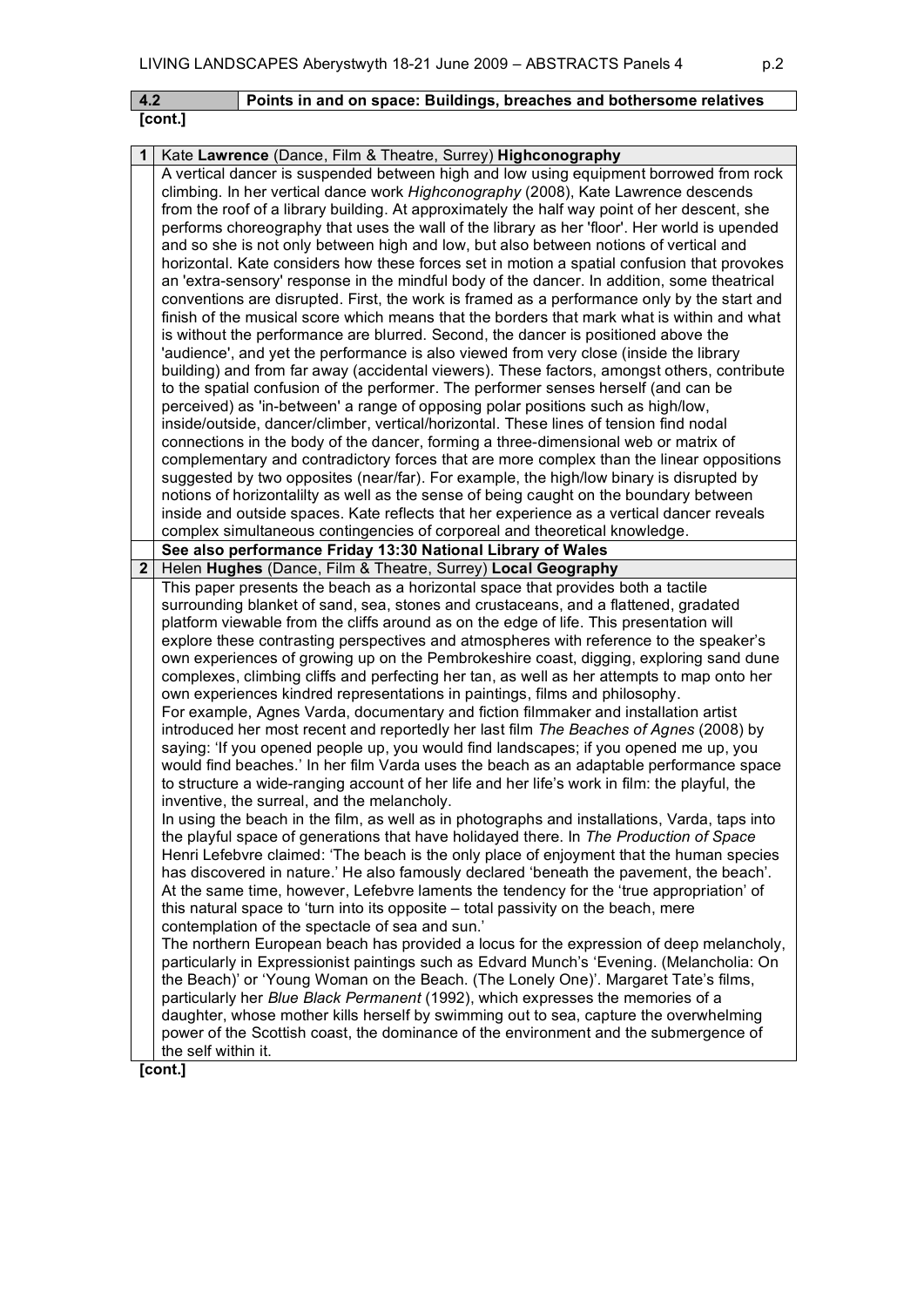## 4.2 Points in and on space: Buildings, breaches and bothersome relatives

**[cont.]**

### 1 Kate **Lawrence** (Dance, Film & Theatre, Surrey) **Highconography**

A vertical dancer is suspended between high and low using equipment borrowed from rock climbing. In her vertical dance work *Highconography* (2008), Kate Lawrence descends from the roof of a library building. At approximately the half way point of her descent, she performs choreography that uses the wall of the library as her 'floor'. Her world is upended and so she is not only between high and low, but also between notions of vertical and horizontal. Kate considers how these forces set in motion a spatial confusion that provokes an 'extra-sensory' response in the mindful body of the dancer. In addition, some theatrical conventions are disrupted. First, the work is framed as a performance only by the start and finish of the musical score which means that the borders that mark what is within and what is without the performance are blurred. Second, the dancer is positioned above the 'audience', and yet the performance is also viewed from very close (inside the library building) and from far away (accidental viewers). These factors, amongst others, contribute to the spatial confusion of the performer. The performer senses herself (and can be perceived) as 'in-between' a range of opposing polar positions such as high/low, inside/outside, dancer/climber, vertical/horizontal. These lines of tension find nodal connections in the body of the dancer, forming a three-dimensional web or matrix of complementary and contradictory forces that are more complex than the linear oppositions suggested by two opposites (near/far). For example, the high/low binary is disrupted by notions of horizontalilty as well as the sense of being caught on the boundary between inside and outside spaces. Kate reflects that her experience as a vertical dancer reveals complex simultaneous contingencies of corporeal and theoretical knowledge.

**See also performance Friday 13:30 National Library of Wales**

### 2 Helen **Hughes** (Dance, Film & Theatre, Surrey) **Local Geography**

This paper presents the beach as a horizontal space that provides both a tactile surrounding blanket of sand, sea, stones and crustaceans, and a flattened, gradated platform viewable from the cliffs around as on the edge of life. This presentation will explore these contrasting perspectives and atmospheres with reference to the speaker's own experiences of growing up on the Pembrokeshire coast, digging, exploring sand dune complexes, climbing cliffs and perfecting her tan, as well as her attempts to map onto her own experiences kindred representations in paintings, films and philosophy.

For example, Agnes Varda, documentary and fiction filmmaker and installation artist introduced her most recent and reportedly her last film *The Beaches of Agnes* (2008) by saying: 'If you opened people up, you would find landscapes; if you opened me up, you would find beaches.' In her film Varda uses the beach as an adaptable performance space to structure a wide-ranging account of her life and her life's work in film: the playful, the inventive, the surreal, and the melancholy.

In using the beach in the film, as well as in photographs and installations, Varda, taps into the playful space of generations that have holidayed there. In *The Production of Space* Henri Lefebvre claimed: 'The beach is the only place of enjoyment that the human species has discovered in nature.' He also famously declared 'beneath the pavement, the beach'. At the same time, however, Lefebvre laments the tendency for the 'true appropriation' of this natural space to 'turn into its opposite – total passivity on the beach, mere contemplation of the spectacle of sea and sun.'

The northern European beach has provided a locus for the expression of deep melancholy, particularly in Expressionist paintings such as Edvard Munch's 'Evening. (Melancholia: On the Beach)' or 'Young Woman on the Beach. (The Lonely One)'. Margaret Tate's films, particularly her *Blue Black Permanent* (1992), which expresses the memories of a daughter, whose mother kills herself by swimming out to sea, capture the overwhelming power of the Scottish coast, the dominance of the environment and the submergence of the self within it.

**[cont.]**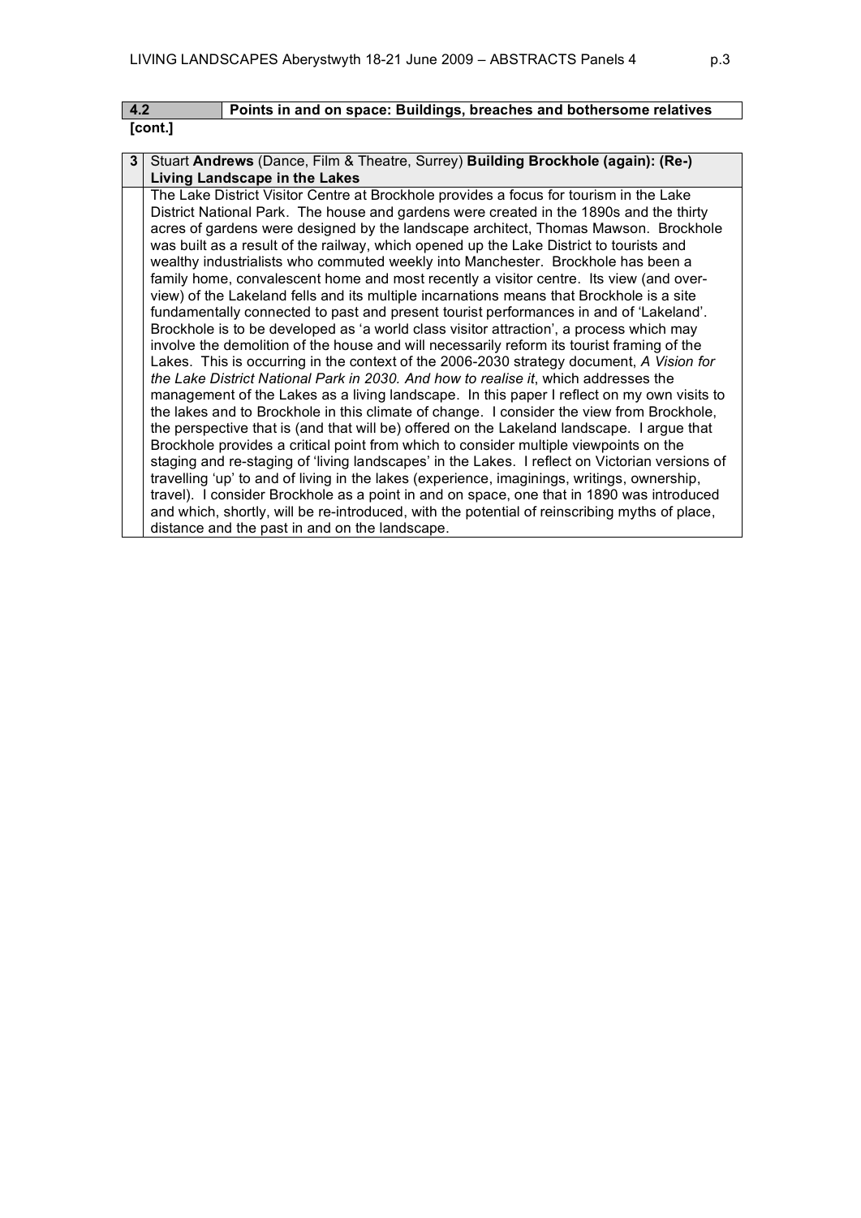## 4.2 Points in and on space: Buildings, breaches and bothersome relatives

**[cont.]**

### 3 Stuart **Andrews** (Dance, Film & Theatre, Surrey) **Building Brockhole (again): (Re-) Living Landscape in the Lakes**

The Lake District Visitor Centre at Brockhole provides a focus for tourism in the Lake District National Park. The house and gardens were created in the 1890s and the thirty acres of gardens were designed by the landscape architect, Thomas Mawson. Brockhole was built as a result of the railway, which opened up the Lake District to tourists and wealthy industrialists who commuted weekly into Manchester. Brockhole has been a family home, convalescent home and most recently a visitor centre. Its view (and over-view) of the Lakeland fells and its multiple incarnations means that Brockhole is a site fundamentally connected to past and present tourist performances in and of 'Lakeland'. Brockhole is to be developed as 'a world class visitor attraction', a process which may involve the demolition of the house and will necessarily reform its tourist framing of the Lakes. This is occurring in the context of the 2006-2030 strategy document, *A Vision for the Lake District National Park in 2030. And how to realise it*, which addresses the management of the Lakes as a living landscape. In this paper I reflect on my own visits to the lakes and to Brockhole in this climate of change. I consider the view from Brockhole, the perspective that is (and that will be) offered on the Lakeland landscape. I argue that Brockhole provides a critical point from which to consider multiple viewpoints on the staging and re-staging of 'living landscapes' in the Lakes. I reflect on Victorian versions of travelling 'up' to and of living in the lakes (experience, imaginings, writings, ownership, travel). I consider Brockhole as a point in and on space, one that in 1890 was introduced and which, shortly, will be re-introduced, with the potential of reinscribing myths of place, distance and the past in and on the landscape.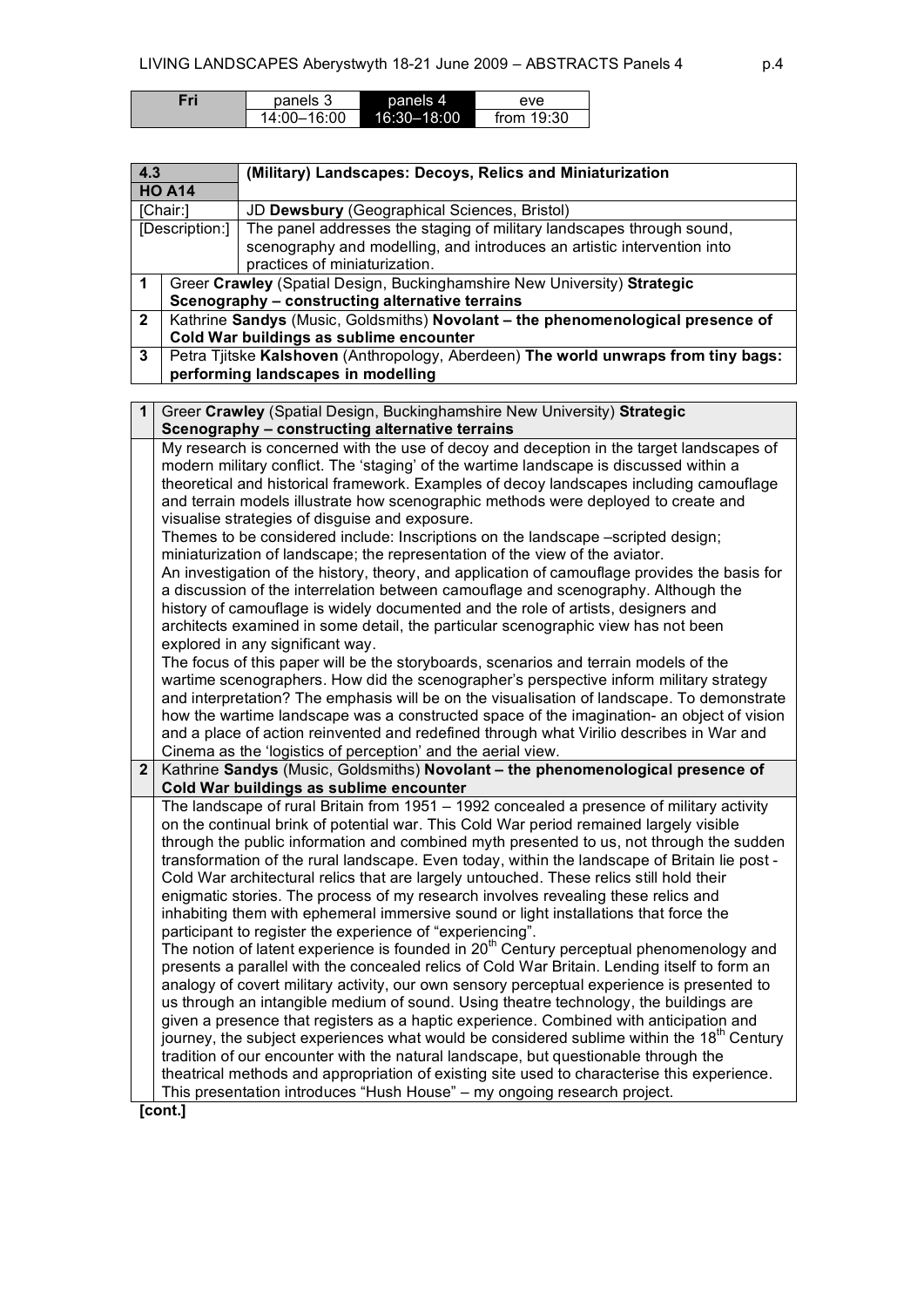| Fri | panels 3 | panels 4 | eve |
|---|---|---|---|
| | 14:00–16:00 | 16:30–18:00 | from 19:30 |

| 4.3<br>HO A14 | **(Military) Landscapes: Decoys, Relics and Miniaturization** |
|---|---|
| [Chair:] | JD **Dewsbury** (Geographical Sciences, Bristol) |
| [Description:] | The panel addresses the staging of military landscapes through sound, scenography and modelling, and introduces an artistic intervention into practices of miniaturization. |
| 1 | Greer **Crawley** (Spatial Design, Buckinghamshire New University) **Strategic Scenography – constructing alternative terrains** |
| 2 | Kathrine **Sandys** (Music, Goldsmiths) **Novolant – the phenomenological presence of Cold War buildings as sublime encounter** |
| 3 | Petra Tjitske **Kalshoven** (Anthropology, Aberdeen) **The world unwraps from tiny bags: performing landscapes in modelling** |

**1** Greer **Crawley** (Spatial Design, Buckinghamshire New University) **Strategic Scenography – constructing alternative terrains**

My research is concerned with the use of decoy and deception in the target landscapes of modern military conflict. The 'staging' of the wartime landscape is discussed within a theoretical and historical framework. Examples of decoy landscapes including camouflage and terrain models illustrate how scenographic methods were deployed to create and visualise strategies of disguise and exposure.

Themes to be considered include: Inscriptions on the landscape –scripted design; miniaturization of landscape; the representation of the view of the aviator.

An investigation of the history, theory, and application of camouflage provides the basis for a discussion of the interrelation between camouflage and scenography. Although the history of camouflage is widely documented and the role of artists, designers and architects examined in some detail, the particular scenographic view has not been explored in any significant way.

The focus of this paper will be the storyboards, scenarios and terrain models of the wartime scenographers. How did the scenographer's perspective inform military strategy and interpretation? The emphasis will be on the visualisation of landscape. To demonstrate how the wartime landscape was a constructed space of the imagination- an object of vision and a place of action reinvented and redefined through what Virilio describes in War and Cinema as the 'logistics of perception' and the aerial view.

**2** Kathrine **Sandys** (Music, Goldsmiths) **Novolant – the phenomenological presence of Cold War buildings as sublime encounter**

The landscape of rural Britain from 1951 – 1992 concealed a presence of military activity on the continual brink of potential war. This Cold War period remained largely visible through the public information and combined myth presented to us, not through the sudden transformation of the rural landscape. Even today, within the landscape of Britain lie post - Cold War architectural relics that are largely untouched. These relics still hold their enigmatic stories. The process of my research involves revealing these relics and inhabiting them with ephemeral immersive sound or light installations that force the participant to register the experience of "experiencing".

The notion of latent experience is founded in 20th Century perceptual phenomenology and presents a parallel with the concealed relics of Cold War Britain. Lending itself to form an analogy of covert military activity, our own sensory perceptual experience is presented to us through an intangible medium of sound. Using theatre technology, the buildings are given a presence that registers as a haptic experience. Combined with anticipation and journey, the subject experiences what would be considered sublime within the 18th Century tradition of our encounter with the natural landscape, but questionable through the theatrical methods and appropriation of existing site used to characterise this experience. This presentation introduces "Hush House" – my ongoing research project.

**[cont.]**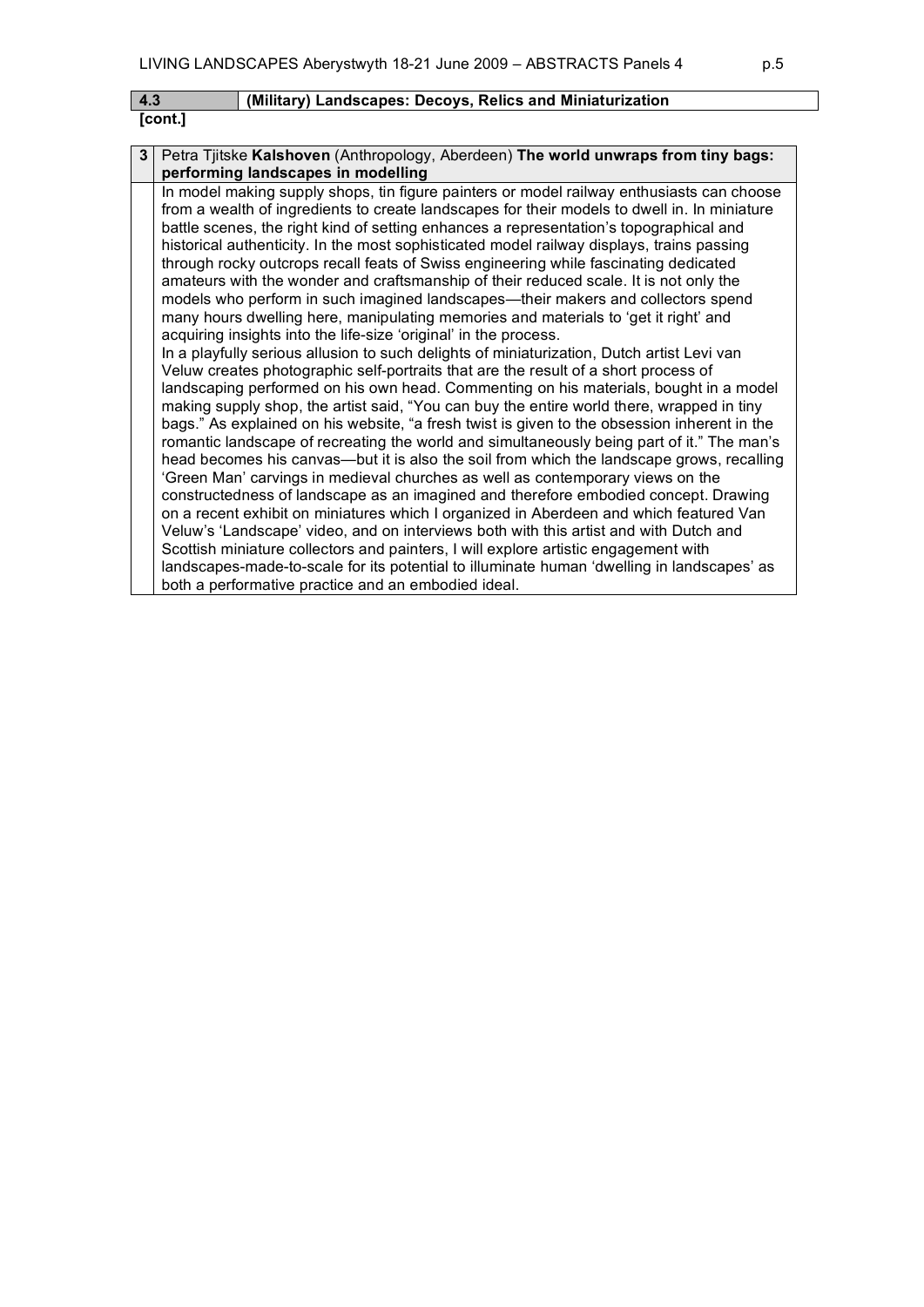## 4.3 (Military) Landscapes: Decoys, Relics and Miniaturization

**[cont.]**

### 3 Petra Tjitske **Kalshoven** (Anthropology, Aberdeen) **The world unwraps from tiny bags: performing landscapes in modelling**

In model making supply shops, tin figure painters or model railway enthusiasts can choose from a wealth of ingredients to create landscapes for their models to dwell in. In miniature battle scenes, the right kind of setting enhances a representation's topographical and historical authenticity. In the most sophisticated model railway displays, trains passing through rocky outcrops recall feats of Swiss engineering while fascinating dedicated amateurs with the wonder and craftsmanship of their reduced scale. It is not only the models who perform in such imagined landscapes—their makers and collectors spend many hours dwelling here, manipulating memories and materials to 'get it right' and acquiring insights into the life-size 'original' in the process.

In a playfully serious allusion to such delights of miniaturization, Dutch artist Levi van Veluw creates photographic self-portraits that are the result of a short process of landscaping performed on his own head. Commenting on his materials, bought in a model making supply shop, the artist said, "You can buy the entire world there, wrapped in tiny bags." As explained on his website, "a fresh twist is given to the obsession inherent in the romantic landscape of recreating the world and simultaneously being part of it." The man's head becomes his canvas—but it is also the soil from which the landscape grows, recalling 'Green Man' carvings in medieval churches as well as contemporary views on the constructedness of landscape as an imagined and therefore embodied concept. Drawing on a recent exhibit on miniatures which I organized in Aberdeen and which featured Van Veluw's 'Landscape' video, and on interviews both with this artist and with Dutch and Scottish miniature collectors and painters, I will explore artistic engagement with landscapes-made-to-scale for its potential to illuminate human 'dwelling in landscapes' as both a performative practice and an embodied ideal.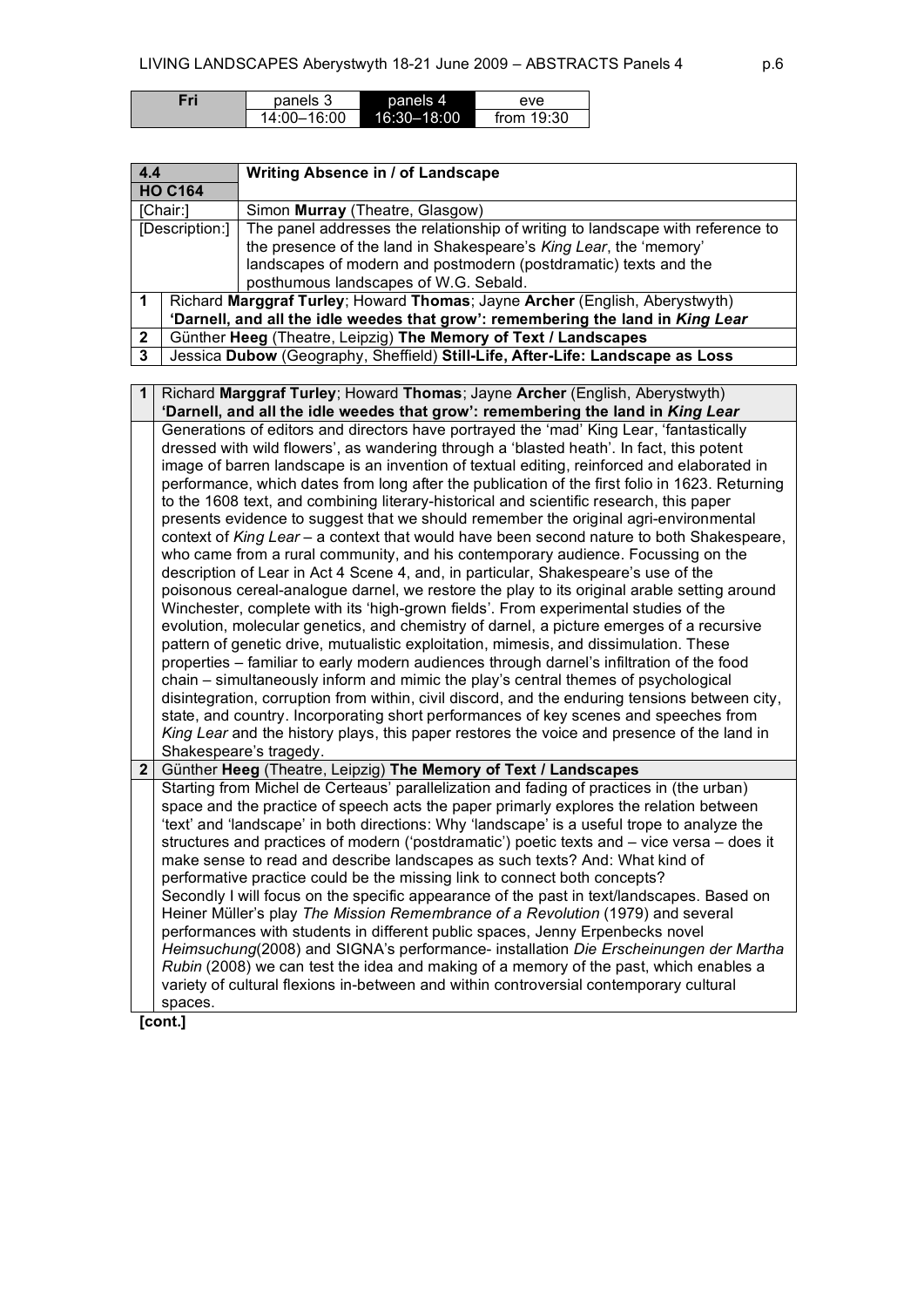| Fri | panels 3 | panels 4 | eve |
|---|---|---|---|
| | 14:00–16:00 | 16:30–18:00 | from 19:30 |

| **4.4** **HO C164** | **Writing Absence in / of Landscape** |
|---|---|
| [Chair:] | Simon **Murray** (Theatre, Glasgow) |
| [Description:] | The panel addresses the relationship of writing to landscape with reference to the presence of the land in Shakespeare's *King Lear*, the 'memory' landscapes of modern and postmodern (postdramatic) texts and the posthumous landscapes of W.G. Sebald. |
| **1** | Richard **Marggraf Turley**; Howard **Thomas**; Jayne **Archer** (English, Aberystwyth) **'Darnell, and all the idle weedes that grow': remembering the land in *King Lear*** |
| **2** | Günther **Heeg** (Theatre, Leipzig) **The Memory of Text / Landscapes** |
| **3** | Jessica **Dubow** (Geography, Sheffield) **Still-Life, After-Life: Landscape as Loss** |

**1** Richard **Marggraf Turley**; Howard **Thomas**; Jayne **Archer** (English, Aberystwyth)
**'Darnell, and all the idle weedes that grow': remembering the land in *King Lear***

Generations of editors and directors have portrayed the 'mad' King Lear, 'fantastically dressed with wild flowers', as wandering through a 'blasted heath'. In fact, this potent image of barren landscape is an invention of textual editing, reinforced and elaborated in performance, which dates from long after the publication of the first folio in 1623. Returning to the 1608 text, and combining literary-historical and scientific research, this paper presents evidence to suggest that we should remember the original agri-environmental context of *King Lear* – a context that would have been second nature to both Shakespeare, who came from a rural community, and his contemporary audience. Focussing on the description of Lear in Act 4 Scene 4, and, in particular, Shakespeare's use of the poisonous cereal-analogue darnel, we restore the play to its original arable setting around Winchester, complete with its 'high-grown fields'. From experimental studies of the evolution, molecular genetics, and chemistry of darnel, a picture emerges of a recursive pattern of genetic drive, mutualistic exploitation, mimesis, and dissimulation. These properties – familiar to early modern audiences through darnel's infiltration of the food chain – simultaneously inform and mimic the play's central themes of psychological disintegration, corruption from within, civil discord, and the enduring tensions between city, state, and country. Incorporating short performances of key scenes and speeches from *King Lear* and the history plays, this paper restores the voice and presence of the land in Shakespeare's tragedy.

**2** Günther **Heeg** (Theatre, Leipzig) **The Memory of Text / Landscapes**

Starting from Michel de Certeaus' parallelization and fading of practices in (the urban) space and the practice of speech acts the paper primarly explores the relation between 'text' and 'landscape' in both directions: Why 'landscape' is a useful trope to analyze the structures and practices of modern ('postdramatic') poetic texts and – vice versa – does it make sense to read and describe landscapes as such texts? And: What kind of performative practice could be the missing link to connect both concepts?
Secondly I will focus on the specific appearance of the past in text/landscapes. Based on Heiner Müller's play *The Mission Remembrance of a Revolution* (1979) and several performances with students in different public spaces, Jenny Erpenbecks novel *Heimsuchung*(2008) and SIGNA's performance- installation *Die Erscheinungen der Martha Rubin* (2008) we can test the idea and making of a memory of the past, which enables a variety of cultural flexions in-between and within controversial contemporary cultural spaces.

**[cont.]**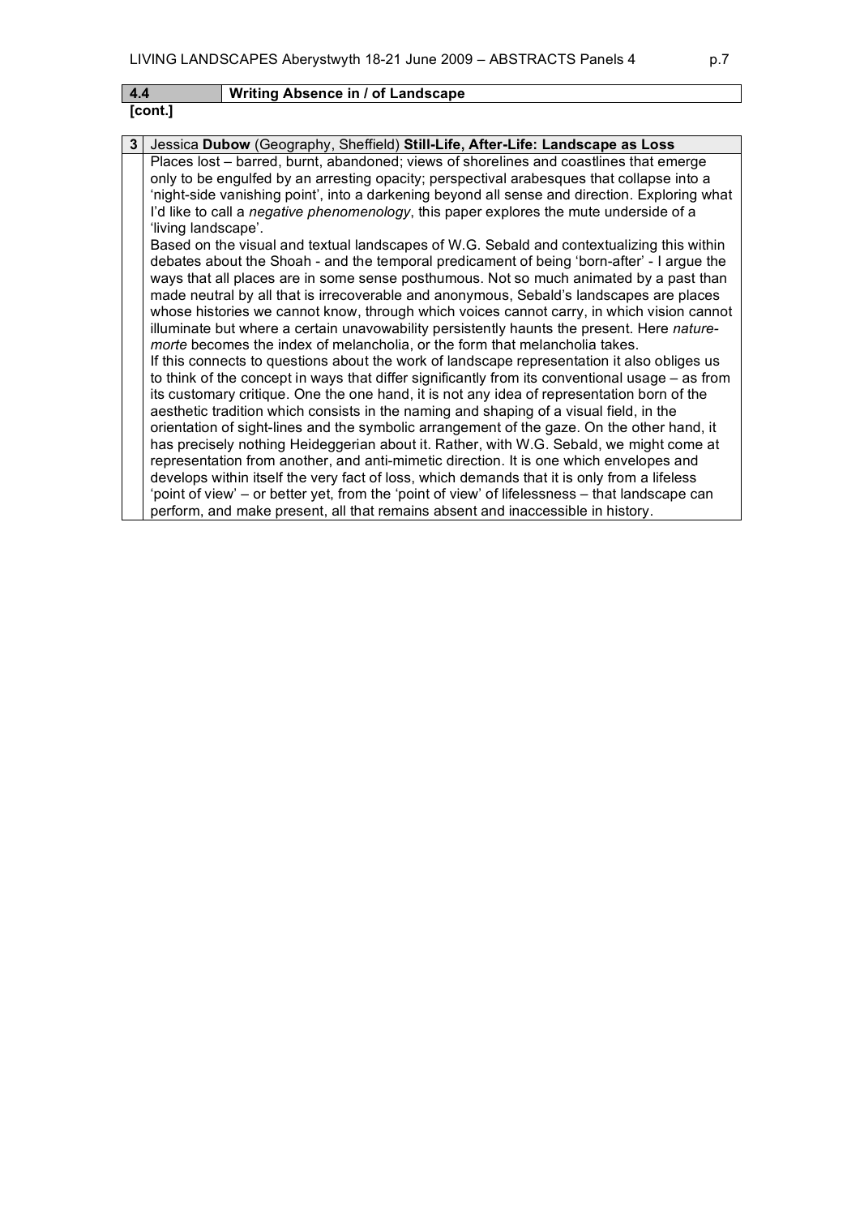## 4.4 Writing Absence in / of Landscape

**[cont.]**

### 3 Jessica **Dubow** (Geography, Sheffield) **Still-Life, After-Life: Landscape as Loss**

Places lost – barred, burnt, abandoned; views of shorelines and coastlines that emerge only to be engulfed by an arresting opacity; perspectival arabesques that collapse into a 'night-side vanishing point', into a darkening beyond all sense and direction. Exploring what I'd like to call a *negative phenomenology*, this paper explores the mute underside of a 'living landscape'.

Based on the visual and textual landscapes of W.G. Sebald and contextualizing this within debates about the Shoah - and the temporal predicament of being 'born-after' - I argue the ways that all places are in some sense posthumous. Not so much animated by a past than made neutral by all that is irrecoverable and anonymous, Sebald's landscapes are places whose histories we cannot know, through which voices cannot carry, in which vision cannot illuminate but where a certain unavowability persistently haunts the present. Here *nature-morte* becomes the index of melancholia, or the form that melancholia takes.

If this connects to questions about the work of landscape representation it also obliges us to think of the concept in ways that differ significantly from its conventional usage – as from its customary critique. One the one hand, it is not any idea of representation born of the aesthetic tradition which consists in the naming and shaping of a visual field, in the orientation of sight-lines and the symbolic arrangement of the gaze. On the other hand, it has precisely nothing Heideggerian about it. Rather, with W.G. Sebald, we might come at representation from another, and anti-mimetic direction. It is one which envelopes and develops within itself the very fact of loss, which demands that it is only from a lifeless 'point of view' – or better yet, from the 'point of view' of lifelessness – that landscape can perform, and make present, all that remains absent and inaccessible in history.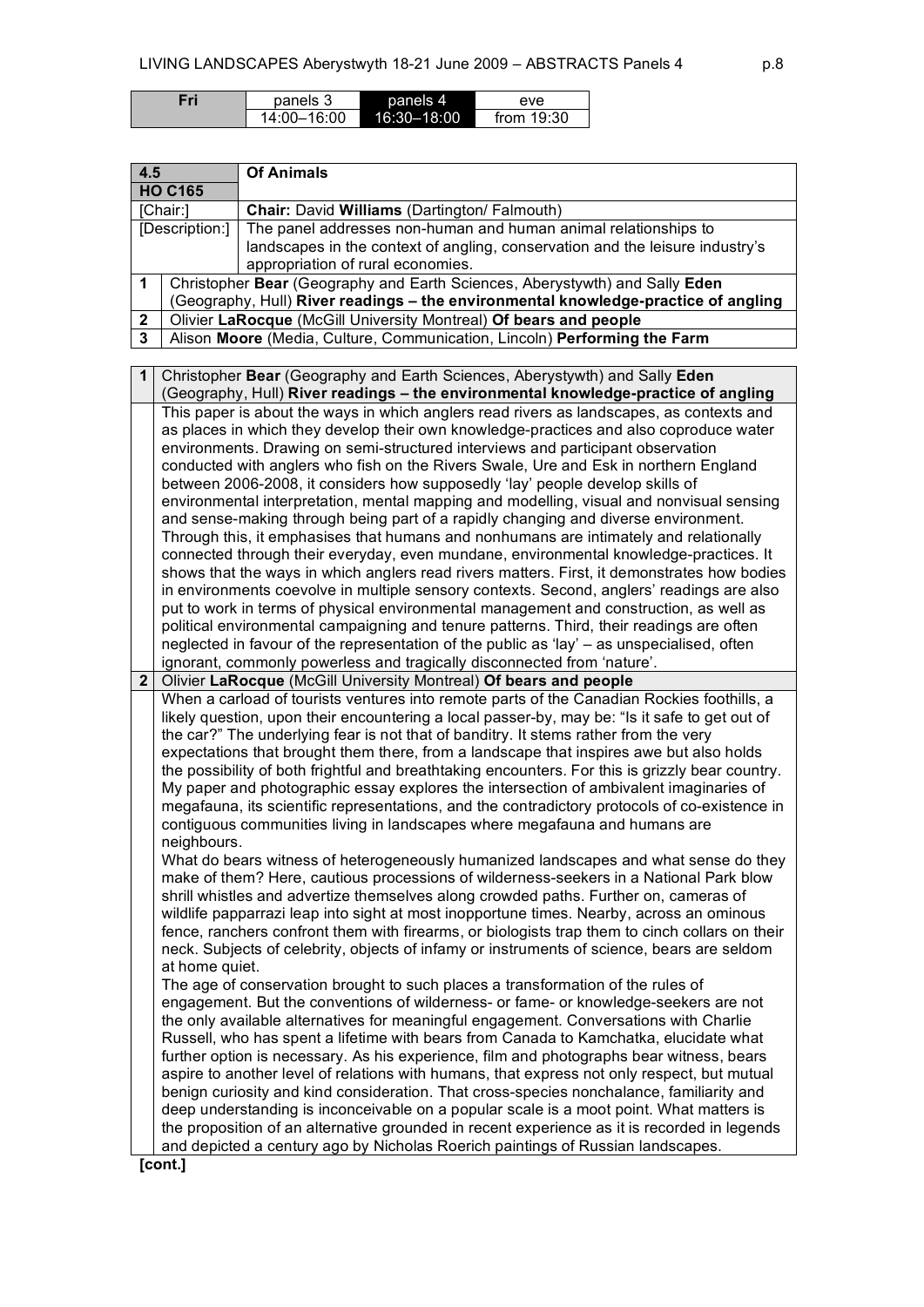| Fri | panels 3 | panels 4 | eve |
|---|---|---|---|
| | 14:00–16:00 | 16:30–18:00 | from 19:30 |

| 4.5 HO C165 | Of Animals |
|---|---|
| [Chair:] | **Chair:** David **Williams** (Dartington/ Falmouth) |
| [Description:] | The panel addresses non-human and human animal relationships to landscapes in the context of angling, conservation and the leisure industry's appropriation of rural economies. |
| 1 | Christopher **Bear** (Geography and Earth Sciences, Aberystwyth) and Sally **Eden** (Geography, Hull) **River readings – the environmental knowledge-practice of angling** |
| 2 | Olivier **LaRocque** (McGill University Montreal) **Of bears and people** |
| 3 | Alison **Moore** (Media, Culture, Communication, Lincoln) **Performing the Farm** |

**1** Christopher **Bear** (Geography and Earth Sciences, Aberystwyth) and Sally **Eden** (Geography, Hull) **River readings – the environmental knowledge-practice of angling**

This paper is about the ways in which anglers read rivers as landscapes, as contexts and as places in which they develop their own knowledge-practices and also coproduce water environments. Drawing on semi-structured interviews and participant observation conducted with anglers who fish on the Rivers Swale, Ure and Esk in northern England between 2006-2008, it considers how supposedly 'lay' people develop skills of environmental interpretation, mental mapping and modelling, visual and nonvisual sensing and sense-making through being part of a rapidly changing and diverse environment. Through this, it emphasises that humans and nonhumans are intimately and relationally connected through their everyday, even mundane, environmental knowledge-practices. It shows that the ways in which anglers read rivers matters. First, it demonstrates how bodies in environments coevolve in multiple sensory contexts. Second, anglers' readings are also put to work in terms of physical environmental management and construction, as well as political environmental campaigning and tenure patterns. Third, their readings are often neglected in favour of the representation of the public as 'lay' – as unspecialised, often ignorant, commonly powerless and tragically disconnected from 'nature'.

**2** Olivier **LaRocque** (McGill University Montreal) **Of bears and people**

When a carload of tourists ventures into remote parts of the Canadian Rockies foothills, a likely question, upon their encountering a local passer-by, may be: "Is it safe to get out of the car?" The underlying fear is not that of banditry. It stems rather from the very expectations that brought them there, from a landscape that inspires awe but also holds the possibility of both frightful and breathtaking encounters. For this is grizzly bear country. My paper and photographic essay explores the intersection of ambivalent imaginaries of megafauna, its scientific representations, and the contradictory protocols of co-existence in contiguous communities living in landscapes where megafauna and humans are neighbours.

What do bears witness of heterogeneously humanized landscapes and what sense do they make of them? Here, cautious processions of wilderness-seekers in a National Park blow shrill whistles and advertize themselves along crowded paths. Further on, cameras of wildlife papparazi leap into sight at most inopportune times. Nearby, across an ominous fence, ranchers confront them with firearms, or biologists trap them to cinch collars on their neck. Subjects of celebrity, objects of infamy or instruments of science, bears are seldom at home quiet.

The age of conservation brought to such places a transformation of the rules of engagement. But the conventions of wilderness- or fame- or knowledge-seekers are not the only available alternatives for meaningful engagement. Conversations with Charlie Russell, who has spent a lifetime with bears from Canada to Kamchatka, elucidate what further option is necessary. As his experience, film and photographs bear witness, bears aspire to another level of relations with humans, that express not only respect, but mutual benign curiosity and kind consideration. That cross-species nonchalance, familiarity and deep understanding is inconceivable on a popular scale is a moot point. What matters is the proposition of an alternative grounded in recent experience as it is recorded in legends and depicted a century ago by Nicholas Roerich paintings of Russian landscapes.

**[cont.]**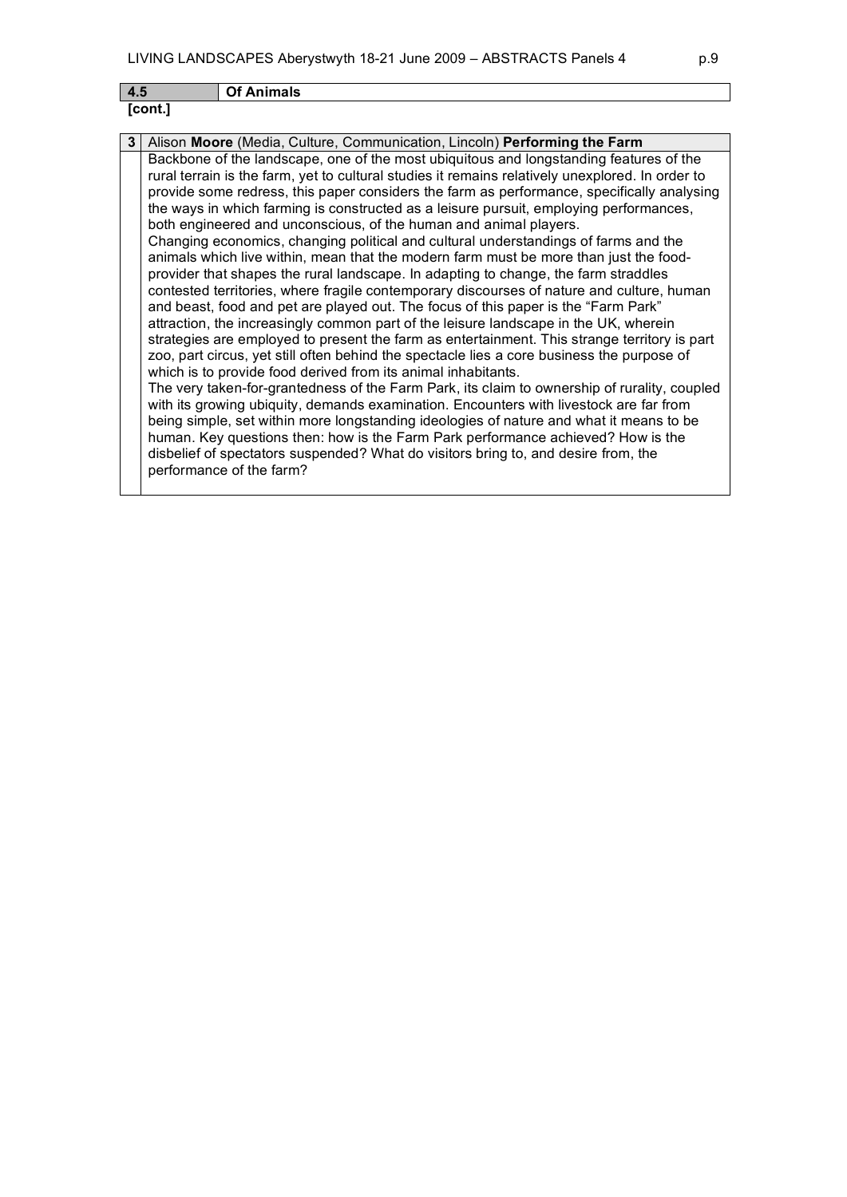| 4.5 | Of Animals |
|---|---|

**[cont.]**

**3** Alison **Moore** (Media, Culture, Communication, Lincoln) **Performing the Farm**

Backbone of the landscape, one of the most ubiquitous and longstanding features of the rural terrain is the farm, yet to cultural studies it remains relatively unexplored. In order to provide some redress, this paper considers the farm as performance, specifically analysing the ways in which farming is constructed as a leisure pursuit, employing performances, both engineered and unconscious, of the human and animal players.

Changing economics, changing political and cultural understandings of farms and the animals which live within, mean that the modern farm must be more than just the food-provider that shapes the rural landscape. In adapting to change, the farm straddles contested territories, where fragile contemporary discourses of nature and culture, human and beast, food and pet are played out. The focus of this paper is the "Farm Park" attraction, the increasingly common part of the leisure landscape in the UK, wherein strategies are employed to present the farm as entertainment. This strange territory is part zoo, part circus, yet still often behind the spectacle lies a core business the purpose of which is to provide food derived from its animal inhabitants.

The very taken-for-grantedness of the Farm Park, its claim to ownership of rurality, coupled with its growing ubiquity, demands examination. Encounters with livestock are far from being simple, set within more longstanding ideologies of nature and what it means to be human. Key questions then: how is the Farm Park performance achieved? How is the disbelief of spectators suspended? What do visitors bring to, and desire from, the performance of the farm?